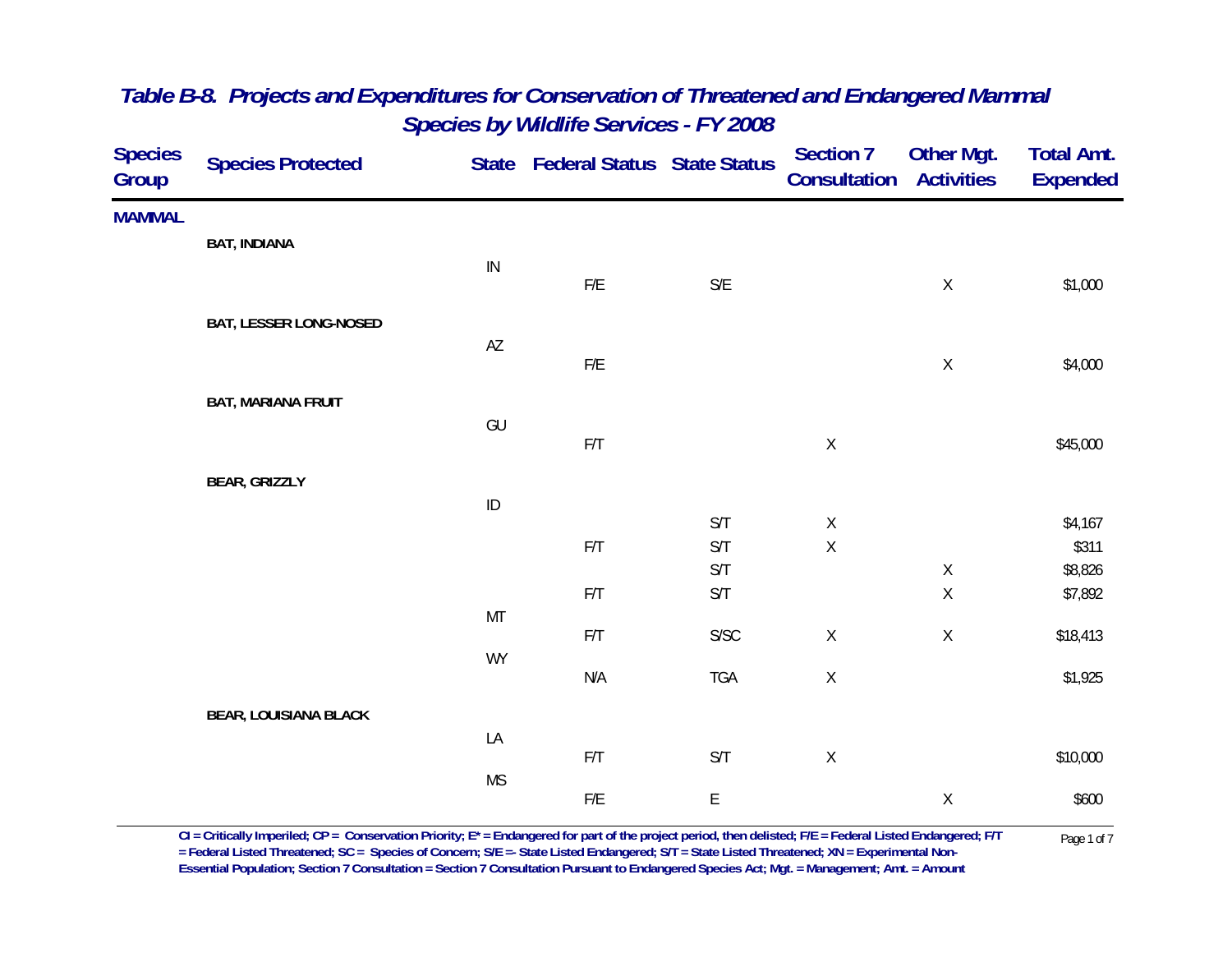# *Table B-8. Projects and Expenditures for Conservation of Threatened and Endangered Mammal Species by Wildlife Services - FY 2008*

| Species Group | Species Protected | State | Federal Status | State Status | Section 7 Consultation | Other Mgt. Activities | Total Amt. Expended |
|---|---|---|---|---|---|---|---|
| **MAMMAL** | | | | | | | |
| | **BAT, INDIANA** | | | | | | |
| | | IN | F/E | S/E | | X | $1,000 |
| | **BAT, LESSER LONG-NOSED** | | | | | | |
| | | AZ | F/E | | | X | $4,000 |
| | **BAT, MARIANA FRUIT** | | | | | | |
| | | GU | F/T | | X | | $45,000 |
| | **BEAR, GRIZZLY** | | | | | | |
| | | ID | | S/T | X | | $4,167 |
| | | | F/T | S/T | X | | $311 |
| | | | | S/T | | X | $8,826 |
| | | | F/T | S/T | | X | $7,892 |
| | | MT | F/T | S/SC | X | X | $18,413 |
| | | WY | N/A | TGA | X | | $1,925 |
| | **BEAR, LOUISIANA BLACK** | | | | | | |
| | | LA | F/T | S/T | X | | $10,000 |
| | | MS | F/E | E | | X | $600 |

**CI = Critically Imperiled; CP = Conservation Priority; E* = Endangered for part of the project period, then delisted; F/E = Federal Listed Endangered; F/T = Federal Listed Threatened; SC = Species of Concern; S/E =- State Listed Endangered; S/T = State Listed Threatened; XN = Experimental Non-Essential Population; Section 7 Consultation = Section 7 Consultation Pursuant to Endangered Species Act; Mgt. = Management; Amt. = Amount**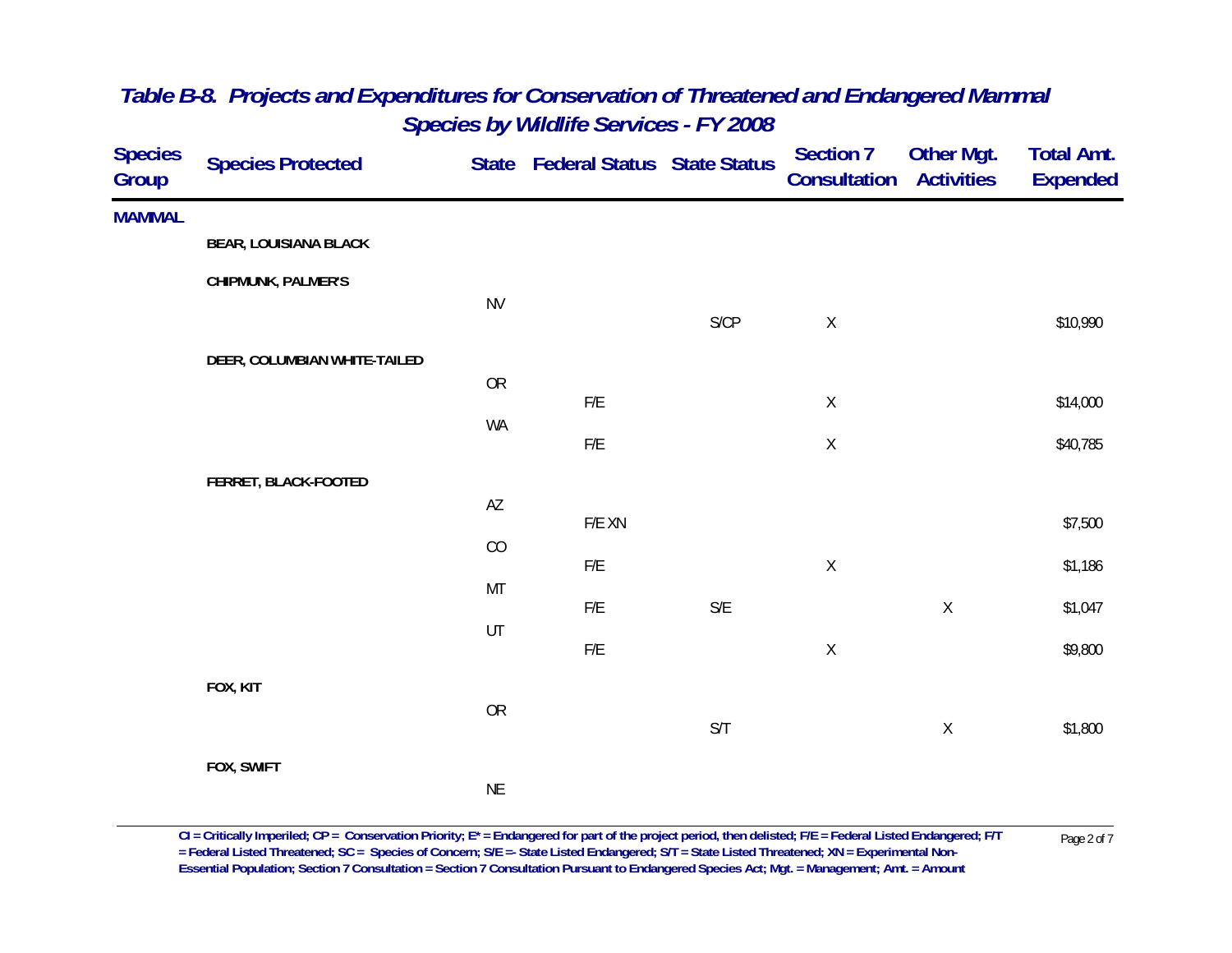## *Table B-8. Projects and Expenditures for Conservation of Threatened and Endangered Mammal Species by Wildlife Services - FY 2008*

| Species Group | Species Protected | State | Federal Status | State Status | Section 7 Consultation | Other Mgt. Activities | Total Amt. Expended |
|---|---|---|---|---|---|---|---|
| **MAMMAL** | | | | | | | |
| | **BEAR, LOUISIANA BLACK** | | | | | | |
| | **CHIPMUNK, PALMER'S** | | | | | | |
| | | NV | | S/CP | X | | $10,990 |
| | **DEER, COLUMBIAN WHITE-TAILED** | | | | | | |
| | | OR | F/E | | X | | $14,000 |
| | | WA | F/E | | X | | $40,785 |
| | **FERRET, BLACK-FOOTED** | | | | | | |
| | | AZ | F/E XN | | | | $7,500 |
| | | CO | F/E | | X | | $1,186 |
| | | MT | F/E | S/E | | X | $1,047 |
| | | UT | F/E | | X | | $9,800 |
| | **FOX, KIT** | | | | | | |
| | | OR | | S/T | | X | $1,800 |
| | **FOX, SWIFT** | | | | | | |
| | | NE | | | | | |

**CI = Critically Imperiled; CP = Conservation Priority; E* = Endangered for part of the project period, then delisted; F/E = Federal Listed Endangered; F/T = Federal Listed Threatened; SC = Species of Concern; S/E =- State Listed Endangered; S/T = State Listed Threatened; XN = Experimental Non-Essential Population; Section 7 Consultation = Section 7 Consultation Pursuant to Endangered Species Act; Mgt. = Management; Amt. = Amount**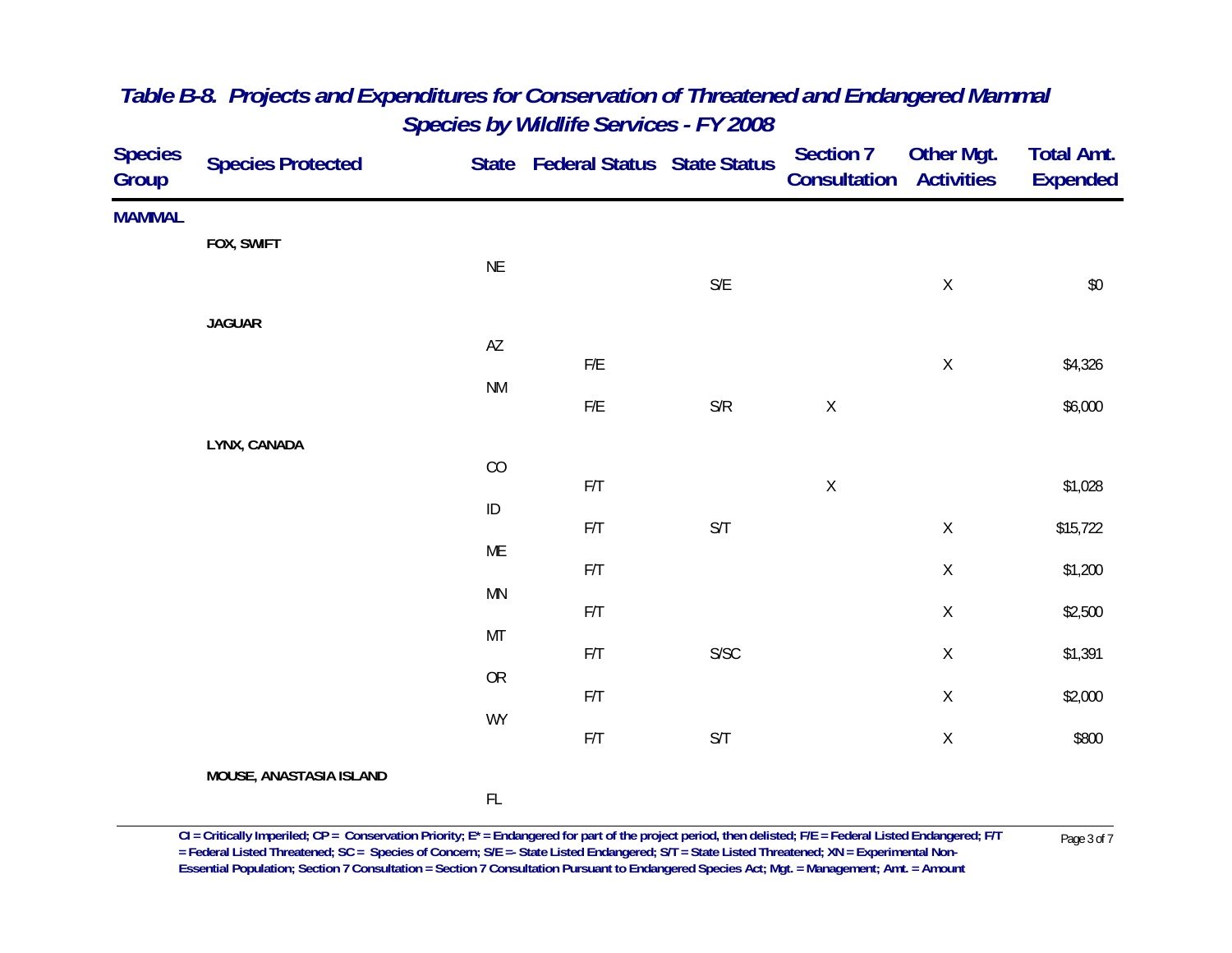## *Table B-8. Projects and Expenditures for Conservation of Threatened and Endangered Mammal Species by Wildlife Services - FY 2008*

| Species Group | Species Protected | State | Federal Status | State Status | Section 7 Consultation | Other Mgt. Activities | Total Amt. Expended |
|---|---|---|---|---|---|---|---|
| **MAMMAL** | | | | | | | |
| | **FOX, SWIFT** | | | | | | |
| | | NE | | S/E | | X | $0 |
| | **JAGUAR** | | | | | | |
| | | AZ | F/E | | | X | $4,326 |
| | | NM | F/E | S/R | X | | $6,000 |
| | **LYNX, CANADA** | | | | | | |
| | | CO | F/T | | X | | $1,028 |
| | | ID | F/T | S/T | | X | $15,722 |
| | | ME | F/T | | | X | $1,200 |
| | | MN | F/T | | | X | $2,500 |
| | | MT | F/T | S/SC | | X | $1,391 |
| | | OR | F/T | | | X | $2,000 |
| | | WY | F/T | S/T | | X | $800 |
| | **MOUSE, ANASTASIA ISLAND** | | | | | | |
| | | FL | | | | | |

**CI = Critically Imperiled; CP = Conservation Priority; E* = Endangered for part of the project period, then delisted; F/E = Federal Listed Endangered; F/T = Federal Listed Threatened; SC = Species of Concern; S/E =- State Listed Endangered; S/T = State Listed Threatened; XN = Experimental Non-Essential Population; Section 7 Consultation = Section 7 Consultation Pursuant to Endangered Species Act; Mgt. = Management; Amt. = Amount**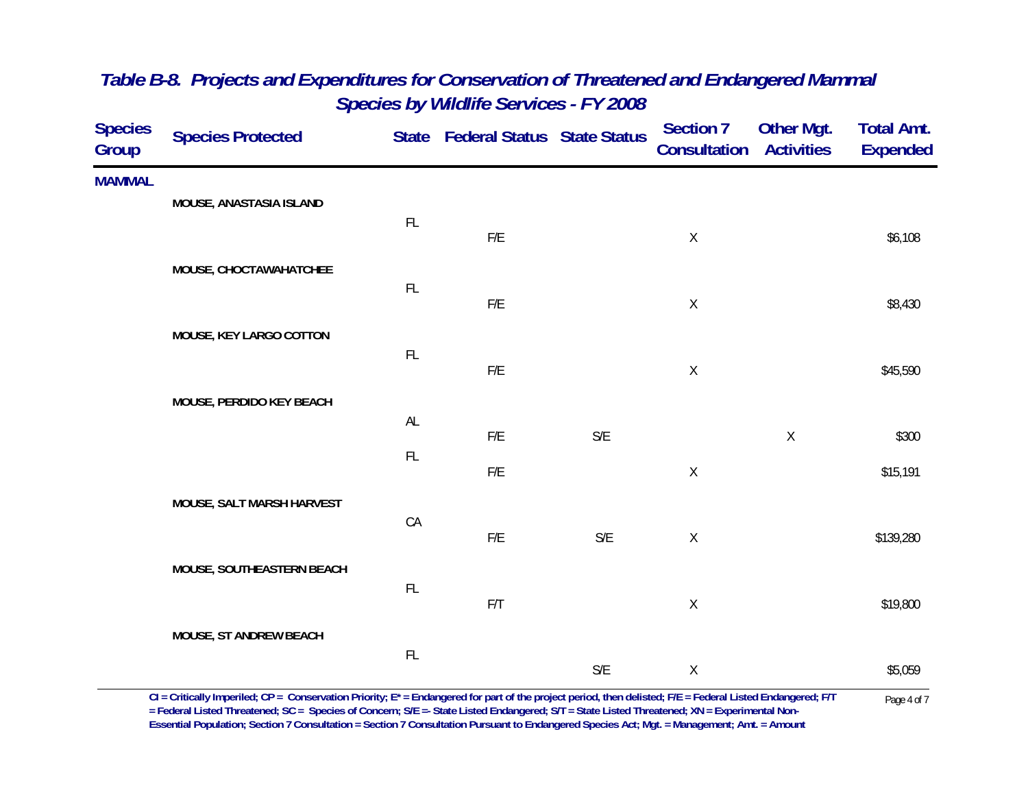# *Table B-8. Projects and Expenditures for Conservation of Threatened and Endangered Mammal Species by Wildlife Services - FY 2008*

| Species Group | Species Protected | State | Federal Status | State Status | Section 7 Consultation | Other Mgt. Activities | Total Amt. Expended |
|---|---|---|---|---|---|---|---|
| **MAMMAL** | | | | | | | |
| | **MOUSE, ANASTASIA ISLAND** | FL | F/E | | X | | $6,108 |
| | **MOUSE, CHOCTAWAHATCHEE** | FL | F/E | | X | | $8,430 |
| | **MOUSE, KEY LARGO COTTON** | FL | F/E | | X | | $45,590 |
| | **MOUSE, PERDIDO KEY BEACH** | AL | F/E | S/E | | X | $300 |
| | | FL | F/E | | X | | $15,191 |
| | **MOUSE, SALT MARSH HARVEST** | CA | F/E | S/E | X | | $139,280 |
| | **MOUSE, SOUTHEASTERN BEACH** | FL | F/T | | X | | $19,800 |
| | **MOUSE, ST ANDREW BEACH** | FL | | S/E | X | | $5,059 |

**CI = Critically Imperiled; CP = Conservation Priority; E* = Endangered for part of the project period, then delisted; F/E = Federal Listed Endangered; F/T = Federal Listed Threatened; SC = Species of Concern; S/E =- State Listed Endangered; S/T = State Listed Threatened; XN = Experimental Non-Essential Population; Section 7 Consultation = Section 7 Consultation Pursuant to Endangered Species Act; Mgt. = Management; Amt. = Amount**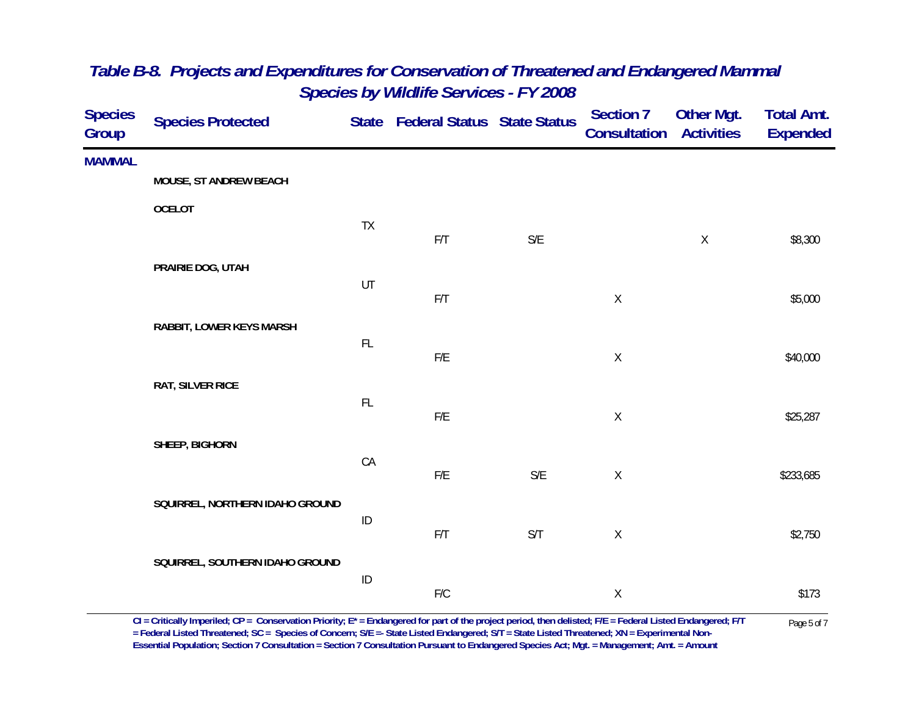## *Table B-8. Projects and Expenditures for Conservation of Threatened and Endangered Mammal Species by Wildlife Services - FY 2008*

| Species Group | Species Protected | State | Federal Status | State Status | Section 7 Consultation | Other Mgt. Activities | Total Amt. Expended |
|---|---|---|---|---|---|---|---|
| **MAMMAL** | | | | | | | |
| | **MOUSE, ST ANDREW BEACH** | | | | | | |
| | **OCELOT** | | | | | | |
| | | TX | F/T | S/E | | X | $8,300 |
| | **PRAIRIE DOG, UTAH** | | | | | | |
| | | UT | F/T | | X | | $5,000 |
| | **RABBIT, LOWER KEYS MARSH** | | | | | | |
| | | FL | F/E | | X | | $40,000 |
| | **RAT, SILVER RICE** | | | | | | |
| | | FL | F/E | | X | | $25,287 |
| | **SHEEP, BIGHORN** | | | | | | |
| | | CA | F/E | S/E | X | | $233,685 |
| | **SQUIRREL, NORTHERN IDAHO GROUND** | | | | | | |
| | | ID | F/T | S/T | X | | $2,750 |
| | **SQUIRREL, SOUTHERN IDAHO GROUND** | | | | | | |
| | | ID | F/C | | X | | $173 |

**CI = Critically Imperiled; CP = Conservation Priority; E\* = Endangered for part of the project period, then delisted; F/E = Federal Listed Endangered; F/T = Federal Listed Threatened; SC = Species of Concern; S/E =- State Listed Endangered; S/T = State Listed Threatened; XN = Experimental Non-Essential Population; Section 7 Consultation = Section 7 Consultation Pursuant to Endangered Species Act; Mgt. = Management; Amt. = Amount**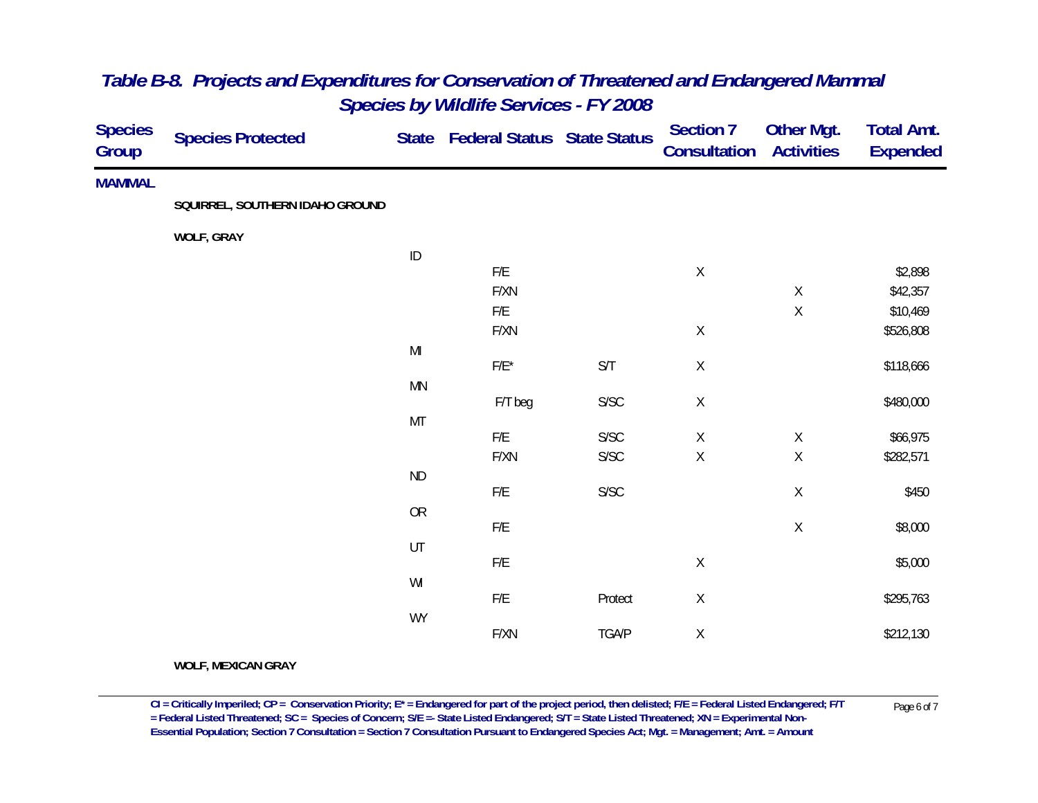## *Table B-8. Projects and Expenditures for Conservation of Threatened and Endangered Mammal Species by Wildlife Services - FY 2008*

| Species Group | Species Protected | State | Federal Status | State Status | Section 7 Consultation | Other Mgt. Activities | Total Amt. Expended |
|---|---|---|---|---|---|---|---|
| **MAMMAL** | | | | | | | |
| | **SQUIRREL, SOUTHERN IDAHO GROUND** | | | | | | |
| | **WOLF, GRAY** | | | | | | |
| | | ID | | | | | |
| | | | F/E | | X | | $2,898 |
| | | | F/XN | | | X | $42,357 |
| | | | F/E | | | X | $10,469 |
| | | | F/XN | | X | | $526,808 |
| | | MI | | | | | |
| | | | F/E* | S/T | X | | $118,666 |
| | | MN | | | | | |
| | | | F/T beg | S/SC | X | | $480,000 |
| | | MT | | | | | |
| | | | F/E | S/SC | X | X | $66,975 |
| | | | F/XN | S/SC | X | X | $282,571 |
| | | ND | | | | | |
| | | | F/E | S/SC | | X | $450 |
| | | OR | | | | | |
| | | | F/E | | | X | $8,000 |
| | | UT | | | | | |
| | | | F/E | | X | | $5,000 |
| | | WI | | | | | |
| | | | F/E | Protect | X | | $295,763 |
| | | WY | | | | | |
| | | | F/XN | TGA/P | X | | $212,130 |
| | **WOLF, MEXICAN GRAY** | | | | | | |

**CI = Critically Imperiled; CP = Conservation Priority; E* = Endangered for part of the project period, then delisted; F/E = Federal Listed Endangered; F/T = Federal Listed Threatened; SC = Species of Concern; S/E =- State Listed Endangered; S/T = State Listed Threatened; XN = Experimental Non-Essential Population; Section 7 Consultation = Section 7 Consultation Pursuant to Endangered Species Act; Mgt. = Management; Amt. = Amount**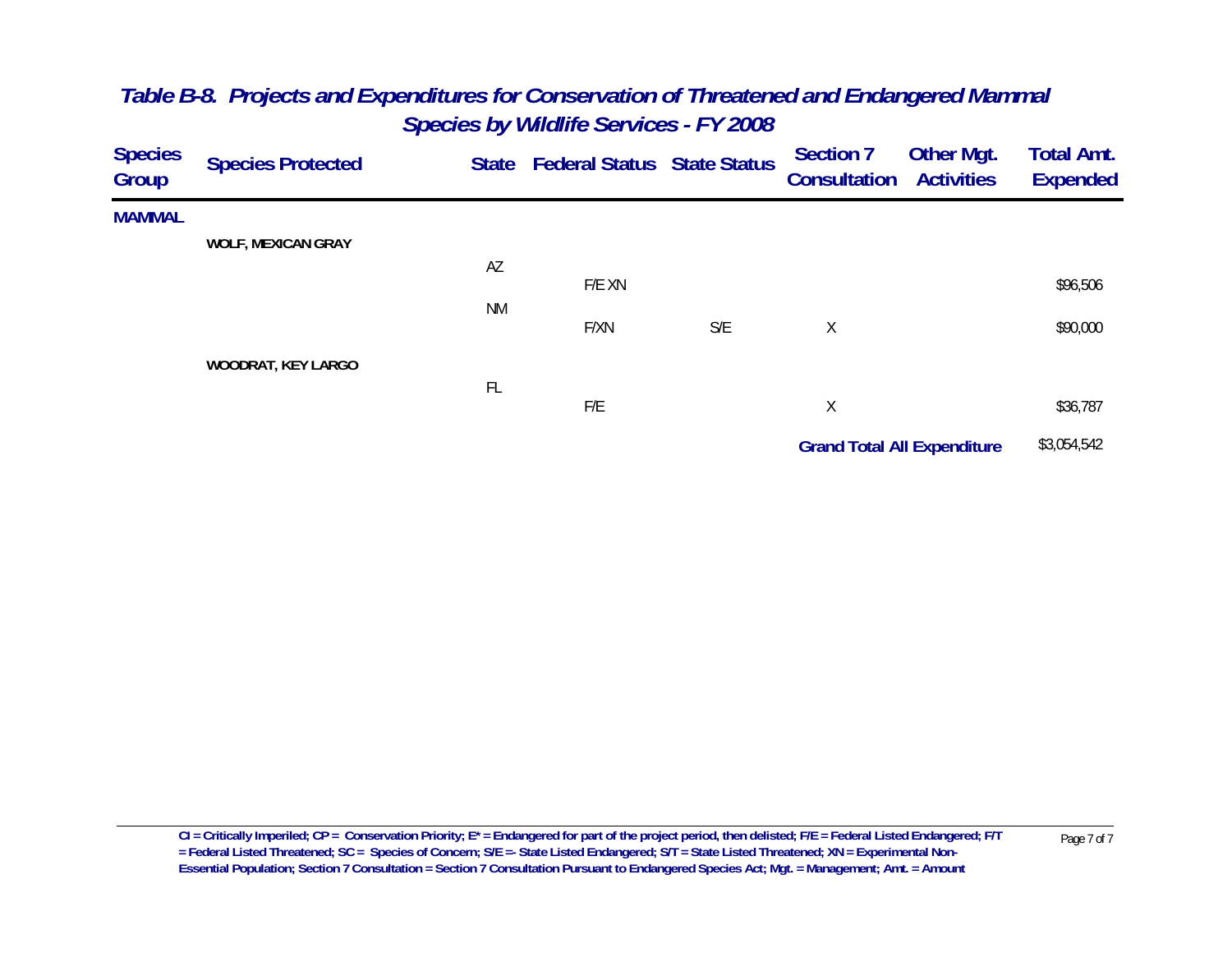## *Table B-8. Projects and Expenditures for Conservation of Threatened and Endangered Mammal Species by Wildlife Services - FY 2008*

| Species Group | Species Protected | State | Federal Status | State Status | Section 7 Consultation | Other Mgt. Activities | Total Amt. Expended |
|---|---|---|---|---|---|---|---|
| **MAMMAL** | | | | | | | |
| | **WOLF, MEXICAN GRAY** | | | | | | |
| | | AZ | F/E XN | | | | $96,506 |
| | | NM | F/XN | S/E | X | | $90,000 |
| | **WOODRAT, KEY LARGO** | | | | | | |
| | | FL | F/E | | X | | $36,787 |
| | | | | | **Grand Total All Expenditure** | | $3,054,542 |

**CI = Critically Imperiled; CP = Conservation Priority; E* = Endangered for part of the project period, then delisted; F/E = Federal Listed Endangered; F/T = Federal Listed Threatened; SC = Species of Concern; S/E =- State Listed Endangered; S/T = State Listed Threatened; XN = Experimental Non-Essential Population; Section 7 Consultation = Section 7 Consultation Pursuant to Endangered Species Act; Mgt. = Management; Amt. = Amount**